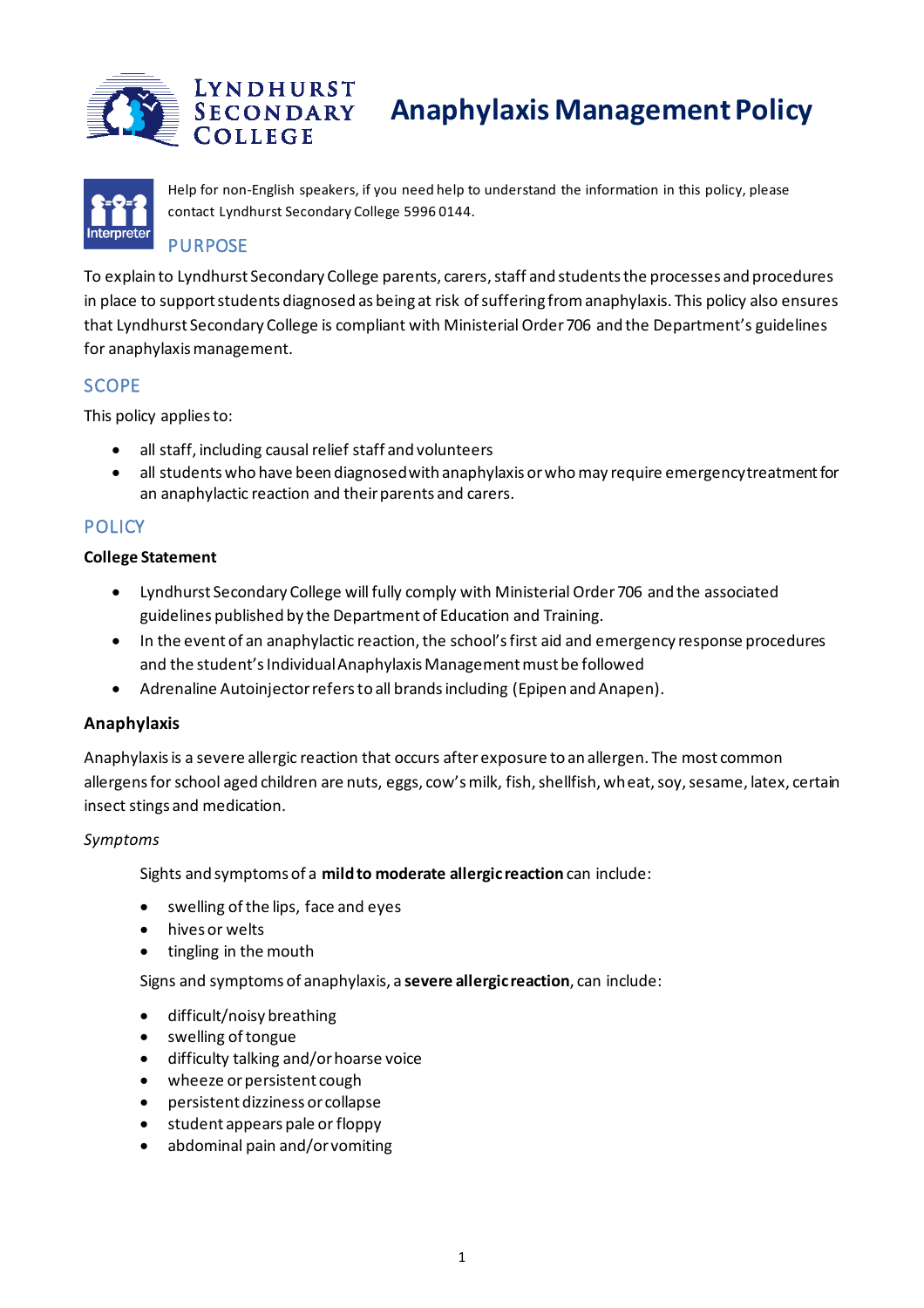# Anaphylaxis Management Policy

Lyndhurst Secondary College

Help for non-English speakers, if you need help to understand the information in this policy, please contact Lyndhurst Secondary College 5996 0144.

## PURPOSE

To explain to Lyndhurst Secondary College parents, carers, staff and students the processes and procedures in place to support students diagnosed as being at risk of suffering from anaphylaxis. This policy also ensures that Lyndhurst Secondary College is compliant with Ministerial Order 706 and the Department's guidelines for anaphylaxis management.

## SCOPE

This policy applies to:

- all staff, including causal relief staff and volunteers
- all students who have been diagnosed with anaphylaxis or who may require emergency treatment for an anaphylactic reaction and their parents and carers.

## POLICY

**College Statement**

- Lyndhurst Secondary College will fully comply with Ministerial Order 706 and the associated guidelines published by the Department of Education and Training.
- In the event of an anaphylactic reaction, the school's first aid and emergency response procedures and the student's Individual Anaphylaxis Management must be followed
- Adrenaline Autoinjector refers to all brands including (Epipen and Anapen).

### Anaphylaxis

Anaphylaxis is a severe allergic reaction that occurs after exposure to an allergen. The most common allergens for school aged children are nuts, eggs, cow's milk, fish, shellfish, wheat, soy, sesame, latex, certain insect stings and medication.

*Symptoms*

Sights and symptoms of a **mild to moderate allergic reaction** can include:

- swelling of the lips, face and eyes
- hives or welts
- tingling in the mouth

Signs and symptoms of anaphylaxis, a **severe allergic reaction**, can include:

- difficult/noisy breathing
- swelling of tongue
- difficulty talking and/or hoarse voice
- wheeze or persistent cough
- persistent dizziness or collapse
- student appears pale or floppy
- abdominal pain and/or vomiting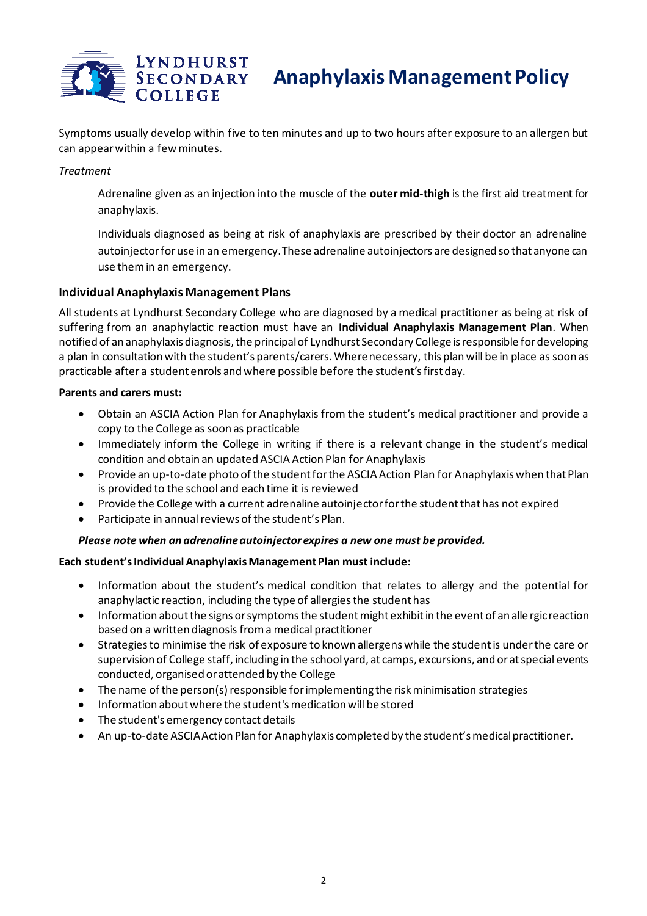Symptoms usually develop within five to ten minutes and up to two hours after exposure to an allergen but can appear within a few minutes.

*Treatment*

Adrenaline given as an injection into the muscle of the **outer mid-thigh** is the first aid treatment for anaphylaxis.

Individuals diagnosed as being at risk of anaphylaxis are prescribed by their doctor an adrenaline autoinjector for use in an emergency. These adrenaline autoinjectors are designed so that anyone can use them in an emergency.

### Individual Anaphylaxis Management Plans

All students at Lyndhurst Secondary College who are diagnosed by a medical practitioner as being at risk of suffering from an anaphylactic reaction must have an **Individual Anaphylaxis Management Plan**. When notified of an anaphylaxis diagnosis, the principal of Lyndhurst Secondary College is responsible for developing a plan in consultation with the student's parents/carers. Where necessary, this plan will be in place as soon as practicable after a student enrols and where possible before the student's first day.

**Parents and carers must:**

- Obtain an ASCIA Action Plan for Anaphylaxis from the student's medical practitioner and provide a copy to the College as soon as practicable
- Immediately inform the College in writing if there is a relevant change in the student's medical condition and obtain an updated ASCIA Action Plan for Anaphylaxis
- Provide an up-to-date photo of the student for the ASCIA Action Plan for Anaphylaxis when that Plan is provided to the school and each time it is reviewed
- Provide the College with a current adrenaline autoinjector for the student that has not expired
- Participate in annual reviews of the student's Plan.

***Please note when an adrenaline autoinjector expires a new one must be provided.***

**Each student's Individual Anaphylaxis Management Plan must include:**

- Information about the student's medical condition that relates to allergy and the potential for anaphylactic reaction, including the type of allergies the student has
- Information about the signs or symptoms the student might exhibit in the event of an allergic reaction based on a written diagnosis from a medical practitioner
- Strategies to minimise the risk of exposure to known allergens while the student is under the care or supervision of College staff, including in the school yard, at camps, excursions, and or at special events conducted, organised or attended by the College
- The name of the person(s) responsible for implementing the risk minimisation strategies
- Information about where the student's medication will be stored
- The student's emergency contact details
- An up-to-date ASCIA Action Plan for Anaphylaxis completed by the student's medical practitioner.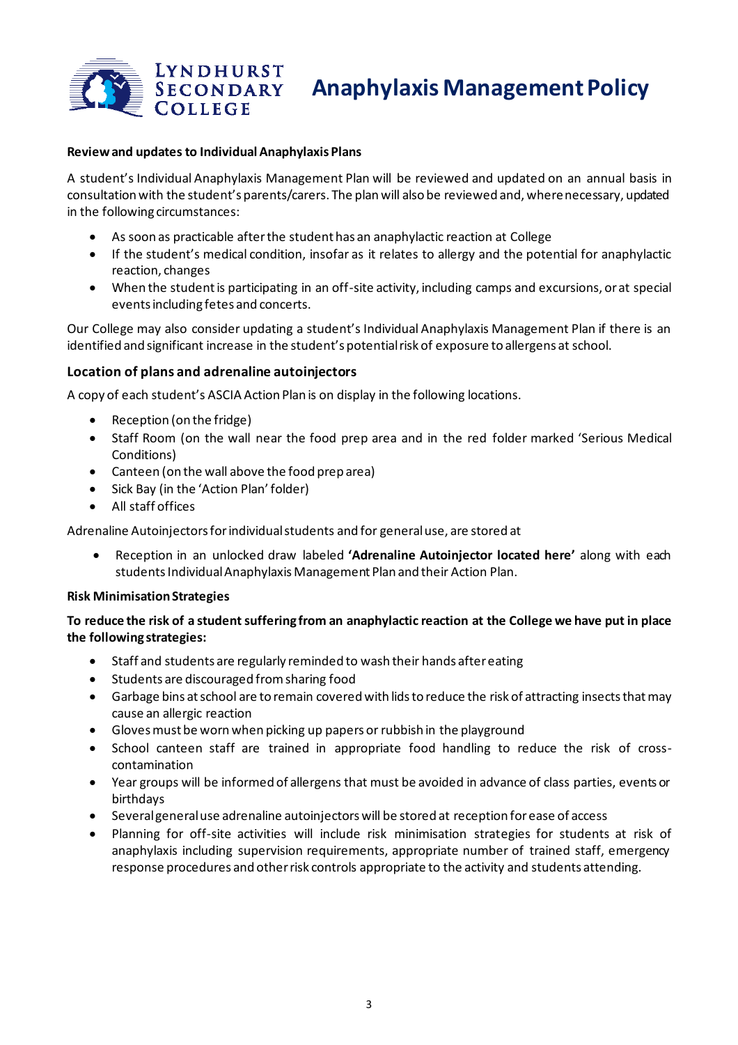**Review and updates to Individual Anaphylaxis Plans**

A student's Individual Anaphylaxis Management Plan will be reviewed and updated on an annual basis in consultation with the student's parents/carers. The plan will also be reviewed and, where necessary, updated in the following circumstances:

- As soon as practicable after the student has an anaphylactic reaction at College
- If the student's medical condition, insofar as it relates to allergy and the potential for anaphylactic reaction, changes
- When the student is participating in an off-site activity, including camps and excursions, or at special events including fetes and concerts.

Our College may also consider updating a student's Individual Anaphylaxis Management Plan if there is an identified and significant increase in the student's potential risk of exposure to allergens at school.

### Location of plans and adrenaline autoinjectors

A copy of each student's ASCIA Action Plan is on display in the following locations.

- Reception (on the fridge)
- Staff Room (on the wall near the food prep area and in the red folder marked 'Serious Medical Conditions)
- Canteen (on the wall above the food prep area)
- Sick Bay (in the 'Action Plan' folder)
- All staff offices

Adrenaline Autoinjectors for individual students and for general use, are stored at

- Reception in an unlocked draw labeled **'Adrenaline Autoinjector located here'** along with each students Individual Anaphylaxis Management Plan and their Action Plan.

**Risk Minimisation Strategies**

**To reduce the risk of a student suffering from an anaphylactic reaction at the College we have put in place the following strategies:**

- Staff and students are regularly reminded to wash their hands after eating
- Students are discouraged from sharing food
- Garbage bins at school are to remain covered with lids to reduce the risk of attracting insects that may cause an allergic reaction
- Gloves must be worn when picking up papers or rubbish in the playground
- School canteen staff are trained in appropriate food handling to reduce the risk of cross-contamination
- Year groups will be informed of allergens that must be avoided in advance of class parties, events or birthdays
- Several general use adrenaline autoinjectors will be stored at reception for ease of access
- Planning for off-site activities will include risk minimisation strategies for students at risk of anaphylaxis including supervision requirements, appropriate number of trained staff, emergency response procedures and other risk controls appropriate to the activity and students attending.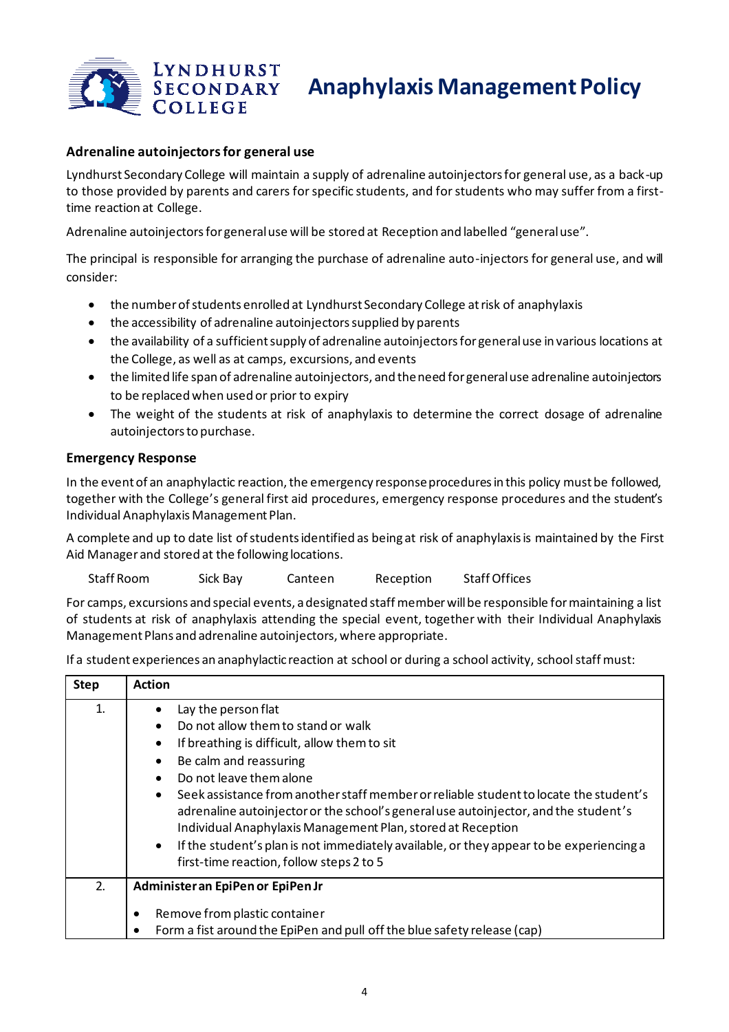## Adrenaline autoinjectors for general use

Lyndhurst Secondary College will maintain a supply of adrenaline autoinjectors for general use, as a back-up to those provided by parents and carers for specific students, and for students who may suffer from a first-time reaction at College.

Adrenaline autoinjectors for general use will be stored at Reception and labelled "general use".

The principal is responsible for arranging the purchase of adrenaline auto-injectors for general use, and will consider:

- the number of students enrolled at Lyndhurst Secondary College at risk of anaphylaxis
- the accessibility of adrenaline autoinjectors supplied by parents
- the availability of a sufficient supply of adrenaline autoinjectors for general use in various locations at the College, as well as at camps, excursions, and events
- the limited life span of adrenaline autoinjectors, and the need for general use adrenaline autoinjectors to be replaced when used or prior to expiry
- The weight of the students at risk of anaphylaxis to determine the correct dosage of adrenaline autoinjectors to purchase.

## Emergency Response

In the event of an anaphylactic reaction, the emergency response procedures in this policy must be followed, together with the College's general first aid procedures, emergency response procedures and the student's Individual Anaphylaxis Management Plan.

A complete and up to date list of students identified as being at risk of anaphylaxis is maintained by the First Aid Manager and stored at the following locations.

Staff Room    Sick Bay    Canteen    Reception    Staff Offices

For camps, excursions and special events, a designated staff member will be responsible for maintaining a list of students at risk of anaphylaxis attending the special event, together with their Individual Anaphylaxis Management Plans and adrenaline autoinjectors, where appropriate.

If a student experiences an anaphylactic reaction at school or during a school activity, school staff must:

| Step | Action |
|---|---|
| 1. | • Lay the person flat<br>• Do not allow them to stand or walk<br>• If breathing is difficult, allow them to sit<br>• Be calm and reassuring<br>• Do not leave them alone<br>• Seek assistance from another staff member or reliable student to locate the student's adrenaline autoinjector or the school's general use autoinjector, and the student's Individual Anaphylaxis Management Plan, stored at Reception<br>• If the student's plan is not immediately available, or they appear to be experiencing a first-time reaction, follow steps 2 to 5 |
| 2. | **Administer an EpiPen or EpiPen Jr**<br>• Remove from plastic container<br>• Form a fist around the EpiPen and pull off the blue safety release (cap) |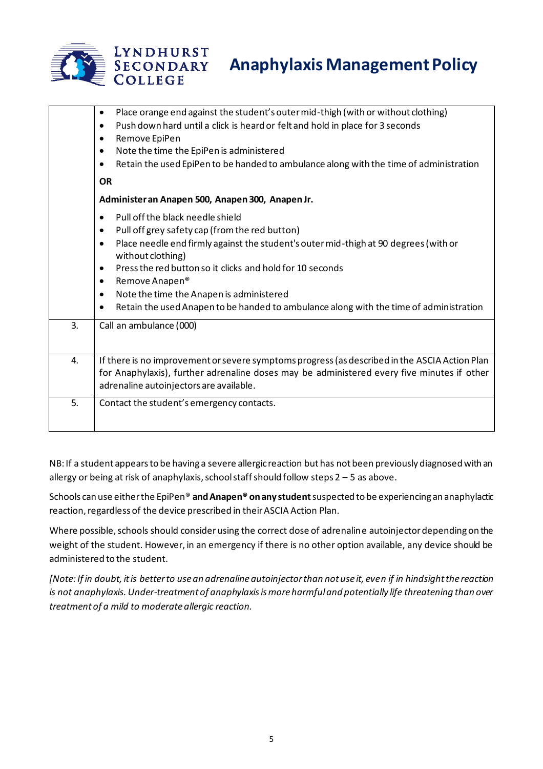| | |
|---|---|
| | • Place orange end against the student's outer mid-thigh (with or without clothing)<br>• Push down hard until a click is heard or felt and hold in place for 3 seconds<br>• Remove EpiPen<br>• Note the time the EpiPen is administered<br>• Retain the used EpiPen to be handed to ambulance along with the time of administration<br><br>**OR**<br><br>**Administer an Anapen 500, Anapen 300, Anapen Jr.**<br><br>• Pull off the black needle shield<br>• Pull off grey safety cap (from the red button)<br>• Place needle end firmly against the student's outer mid-thigh at 90 degrees (with or without clothing)<br>• Press the red button so it clicks and hold for 10 seconds<br>• Remove Anapen®<br>• Note the time the Anapen is administered<br>• Retain the used Anapen to be handed to ambulance along with the time of administration |
| 3. | Call an ambulance (000) |
| 4. | If there is no improvement or severe symptoms progress (as described in the ASCIA Action Plan for Anaphylaxis), further adrenaline doses may be administered every five minutes if other adrenaline autoinjectors are available. |
| 5. | Contact the student's emergency contacts. |

NB: If a student appears to be having a severe allergic reaction but has not been previously diagnosed with an allergy or being at risk of anaphylaxis, school staff should follow steps 2 – 5 as above.

Schools can use either the EpiPen® **and Anapen® on any student** suspected to be experiencing an anaphylactic reaction, regardless of the device prescribed in their ASCIA Action Plan.

Where possible, schools should consider using the correct dose of adrenaline autoinjector depending on the weight of the student. However, in an emergency if there is no other option available, any device should be administered to the student.

*[Note: If in doubt, it is better to use an adrenaline autoinjector than not use it, even if in hindsight the reaction is not anaphylaxis. Under-treatment of anaphylaxis is more harmful and potentially life threatening than over treatment of a mild to moderate allergic reaction.*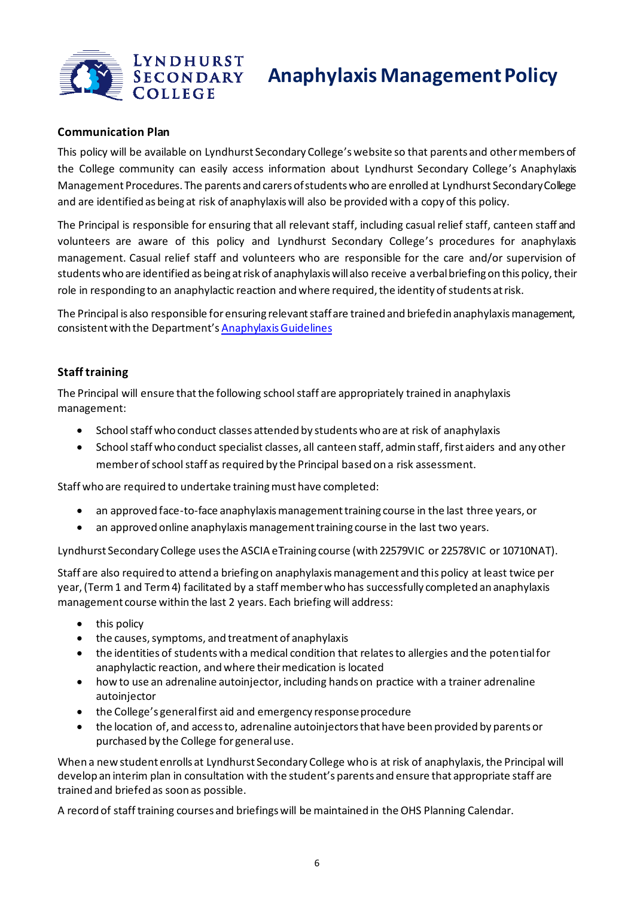## Communication Plan

This policy will be available on Lyndhurst Secondary College's website so that parents and other members of the College community can easily access information about Lyndhurst Secondary College's Anaphylaxis Management Procedures. The parents and carers of students who are enrolled at Lyndhurst Secondary College and are identified as being at risk of anaphylaxis will also be provided with a copy of this policy.

The Principal is responsible for ensuring that all relevant staff, including casual relief staff, canteen staff and volunteers are aware of this policy and Lyndhurst Secondary College's procedures for anaphylaxis management. Casual relief staff and volunteers who are responsible for the care and/or supervision of students who are identified as being at risk of anaphylaxis will also receive a verbal briefing on this policy, their role in responding to an anaphylactic reaction and where required, the identity of students at risk.

The Principal is also responsible for ensuring relevant staff are trained and briefed in anaphylaxis management, consistent with the Department's Anaphylaxis Guidelines

## Staff training

The Principal will ensure that the following school staff are appropriately trained in anaphylaxis management:

- School staff who conduct classes attended by students who are at risk of anaphylaxis
- School staff who conduct specialist classes, all canteen staff, admin staff, first aiders and any other member of school staff as required by the Principal based on a risk assessment.

Staff who are required to undertake training must have completed:

- an approved face-to-face anaphylaxis management training course in the last three years, or
- an approved online anaphylaxis management training course in the last two years.

Lyndhurst Secondary College uses the ASCIA eTraining course (with 22579VIC or 22578VIC or 10710NAT).

Staff are also required to attend a briefing on anaphylaxis management and this policy at least twice per year, (Term 1 and Term 4) facilitated by a staff member who has successfully completed an anaphylaxis management course within the last 2 years. Each briefing will address:

- this policy
- the causes, symptoms, and treatment of anaphylaxis
- the identities of students with a medical condition that relates to allergies and the potential for anaphylactic reaction, and where their medication is located
- how to use an adrenaline autoinjector, including hands on practice with a trainer adrenaline autoinjector
- the College's general first aid and emergency response procedure
- the location of, and access to, adrenaline autoinjectors that have been provided by parents or purchased by the College for general use.

When a new student enrolls at Lyndhurst Secondary College who is at risk of anaphylaxis, the Principal will develop an interim plan in consultation with the student's parents and ensure that appropriate staff are trained and briefed as soon as possible.

A record of staff training courses and briefings will be maintained in the OHS Planning Calendar.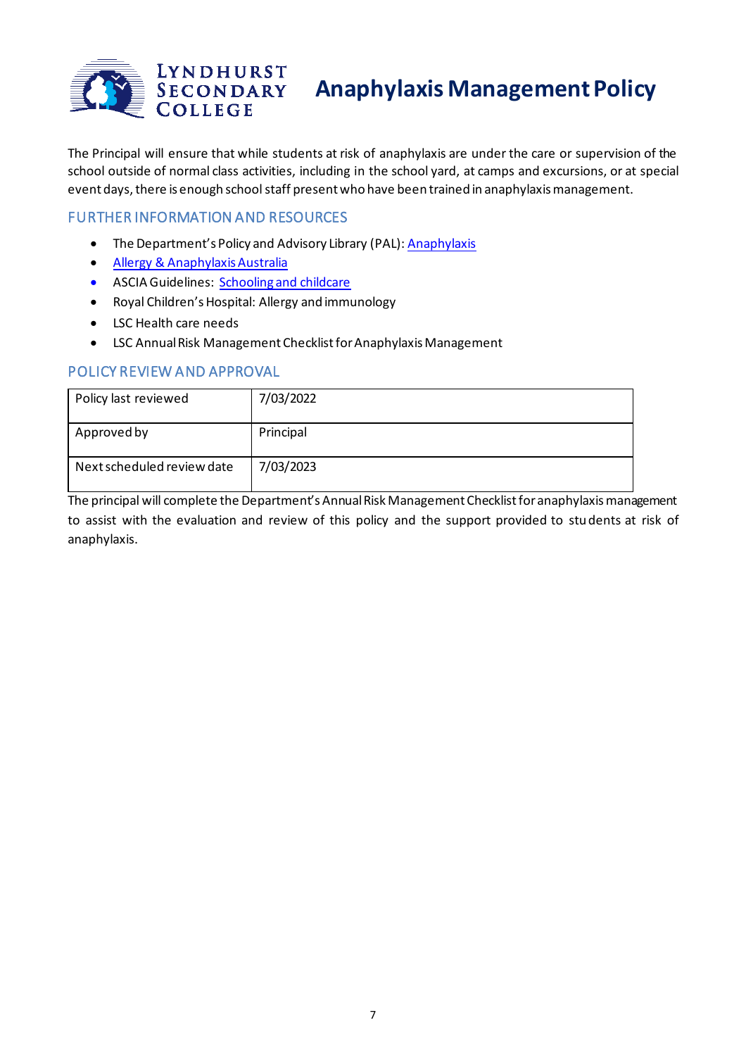# Anaphylaxis Management Policy

The Principal will ensure that while students at risk of anaphylaxis are under the care or supervision of the school outside of normal class activities, including in the school yard, at camps and excursions, or at special event days, there is enough school staff present who have been trained in anaphylaxis management.

## FURTHER INFORMATION AND RESOURCES

- The Department's Policy and Advisory Library (PAL): Anaphylaxis
- Allergy & Anaphylaxis Australia
- ASCIA Guidelines: Schooling and childcare
- Royal Children's Hospital: Allergy and immunology
- LSC Health care needs
- LSC Annual Risk Management Checklist for Anaphylaxis Management

## POLICY REVIEW AND APPROVAL

| | |
|---|---|
| Policy last reviewed | 7/03/2022 |
| Approved by | Principal |
| Next scheduled review date | 7/03/2023 |

The principal will complete the Department's Annual Risk Management Checklist for anaphylaxis management to assist with the evaluation and review of this policy and the support provided to students at risk of anaphylaxis.